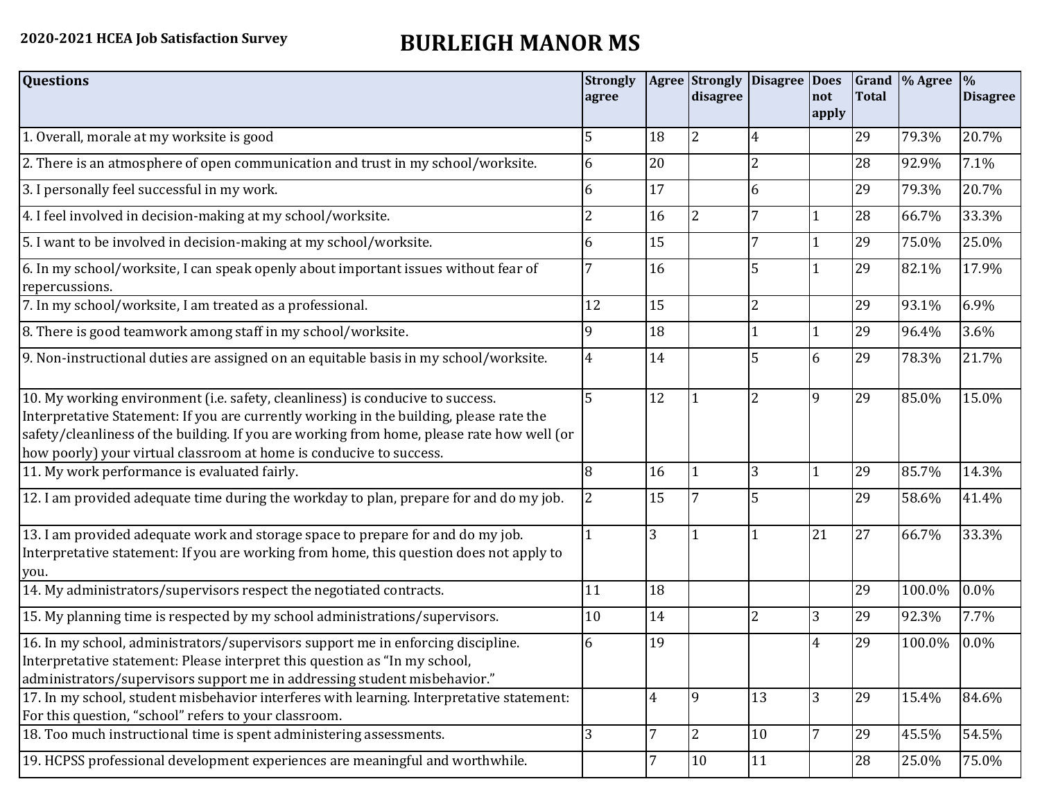**2020-2021 HCEA Job Satisfaction Survey**

# BURLEIGH MANOR MS

| Questions | Strongly agree | Agree | Strongly disagree | Disagree | Does not apply | Grand Total | % Agree | % Disagree |
|---|---|---|---|---|---|---|---|---|
| 1. Overall, morale at my worksite is good | 5 | 18 | 2 | 4 | | 29 | 79.3% | 20.7% |
| 2. There is an atmosphere of open communication and trust in my school/worksite. | 6 | 20 | | 2 | | 28 | 92.9% | 7.1% |
| 3. I personally feel successful in my work. | 6 | 17 | | 6 | | 29 | 79.3% | 20.7% |
| 4. I feel involved in decision-making at my school/worksite. | 2 | 16 | 2 | 7 | 1 | 28 | 66.7% | 33.3% |
| 5. I want to be involved in decision-making at my school/worksite. | 6 | 15 | | 7 | 1 | 29 | 75.0% | 25.0% |
| 6. In my school/worksite, I can speak openly about important issues without fear of repercussions. | 7 | 16 | | 5 | 1 | 29 | 82.1% | 17.9% |
| 7. In my school/worksite, I am treated as a professional. | 12 | 15 | | 2 | | 29 | 93.1% | 6.9% |
| 8. There is good teamwork among staff in my school/worksite. | 9 | 18 | | 1 | 1 | 29 | 96.4% | 3.6% |
| 9. Non-instructional duties are assigned on an equitable basis in my school/worksite. | 4 | 14 | | 5 | 6 | 29 | 78.3% | 21.7% |
| 10. My working environment (i.e. safety, cleanliness) is conducive to success. Interpretative Statement: If you are currently working in the building, please rate the safety/cleanliness of the building. If you are working from home, please rate how well (or how poorly) your virtual classroom at home is conducive to success. | 5 | 12 | 1 | 2 | 9 | 29 | 85.0% | 15.0% |
| 11. My work performance is evaluated fairly. | 8 | 16 | 1 | 3 | 1 | 29 | 85.7% | 14.3% |
| 12. I am provided adequate time during the workday to plan, prepare for and do my job. | 2 | 15 | 7 | 5 | | 29 | 58.6% | 41.4% |
| 13. I am provided adequate work and storage space to prepare for and do my job. Interpretative statement: If you are working from home, this question does not apply to you. | 1 | 3 | 1 | 1 | 21 | 27 | 66.7% | 33.3% |
| 14. My administrators/supervisors respect the negotiated contracts. | 11 | 18 | | | | 29 | 100.0% | 0.0% |
| 15. My planning time is respected by my school administrations/supervisors. | 10 | 14 | | 2 | 3 | 29 | 92.3% | 7.7% |
| 16. In my school, administrators/supervisors support me in enforcing discipline. Interpretative statement: Please interpret this question as "In my school, administrators/supervisors support me in addressing student misbehavior." | 6 | 19 | | | 4 | 29 | 100.0% | 0.0% |
| 17. In my school, student misbehavior interferes with learning. Interpretative statement: For this question, "school" refers to your classroom. | | 4 | 9 | 13 | 3 | 29 | 15.4% | 84.6% |
| 18. Too much instructional time is spent administering assessments. | 3 | 7 | 2 | 10 | 7 | 29 | 45.5% | 54.5% |
| 19. HCPSS professional development experiences are meaningful and worthwhile. | | 7 | 10 | 11 | | 28 | 25.0% | 75.0% |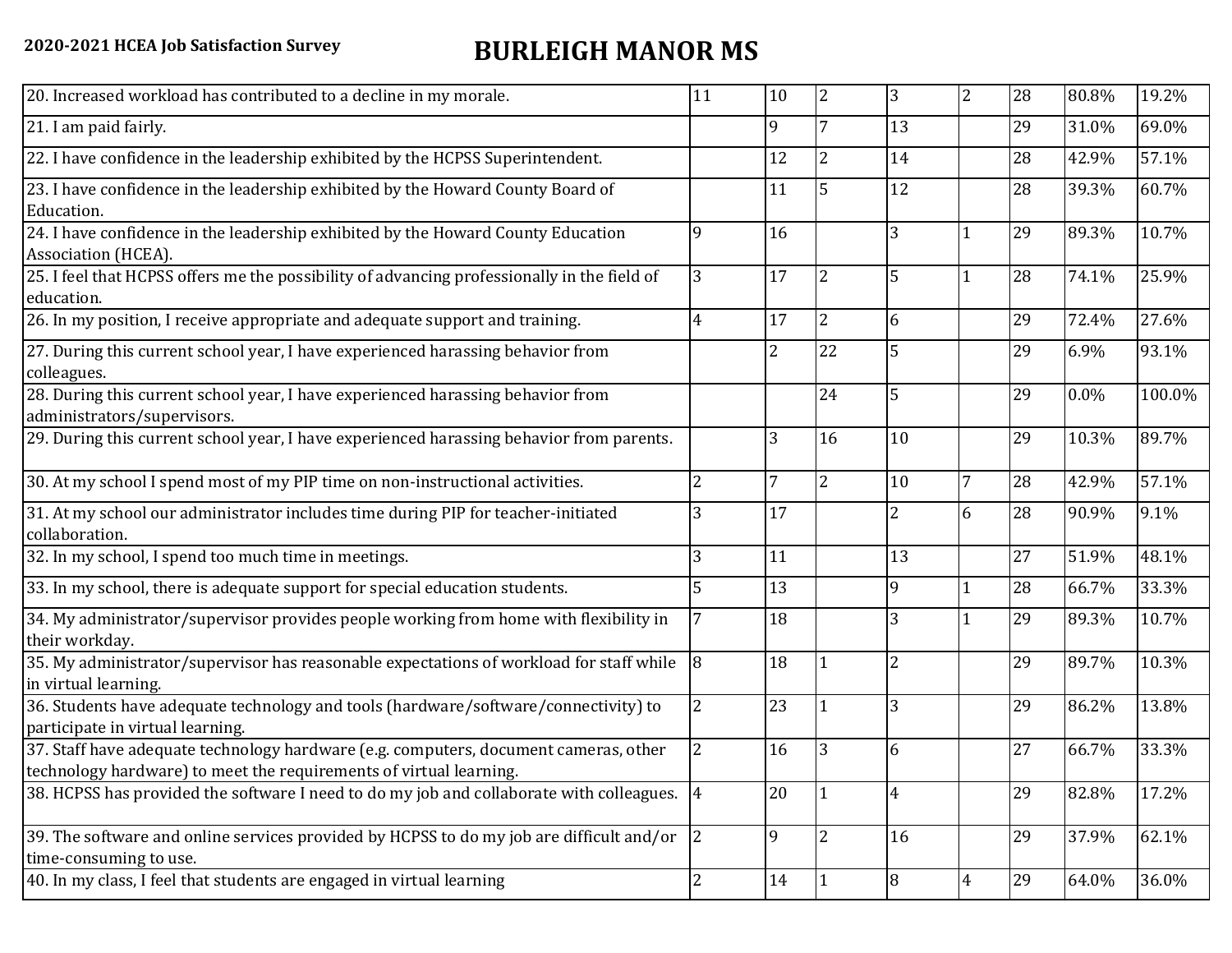2020-2021 HCEA Job Satisfaction Survey

# BURLEIGH MANOR MS

| | | | | | | | | |
|---|---|---|---|---|---|---|---|---|
| 20. Increased workload has contributed to a decline in my morale. | 11 | 10 | 2 | 3 | 2 | 28 | 80.8% | 19.2% |
| 21. I am paid fairly. | | 9 | 7 | 13 | | 29 | 31.0% | 69.0% |
| 22. I have confidence in the leadership exhibited by the HCPSS Superintendent. | | 12 | 2 | 14 | | 28 | 42.9% | 57.1% |
| 23. I have confidence in the leadership exhibited by the Howard County Board of Education. | | 11 | 5 | 12 | | 28 | 39.3% | 60.7% |
| 24. I have confidence in the leadership exhibited by the Howard County Education Association (HCEA). | 9 | 16 | | 3 | 1 | 29 | 89.3% | 10.7% |
| 25. I feel that HCPSS offers me the possibility of advancing professionally in the field of education. | 3 | 17 | 2 | 5 | 1 | 28 | 74.1% | 25.9% |
| 26. In my position, I receive appropriate and adequate support and training. | 4 | 17 | 2 | 6 | | 29 | 72.4% | 27.6% |
| 27. During this current school year, I have experienced harassing behavior from colleagues. | | 2 | 22 | 5 | | 29 | 6.9% | 93.1% |
| 28. During this current school year, I have experienced harassing behavior from administrators/supervisors. | | | 24 | 5 | | 29 | 0.0% | 100.0% |
| 29. During this current school year, I have experienced harassing behavior from parents. | | 3 | 16 | 10 | | 29 | 10.3% | 89.7% |
| 30. At my school I spend most of my PIP time on non-instructional activities. | 2 | 7 | 2 | 10 | 7 | 28 | 42.9% | 57.1% |
| 31. At my school our administrator includes time during PIP for teacher-initiated collaboration. | 3 | 17 | | 2 | 6 | 28 | 90.9% | 9.1% |
| 32. In my school, I spend too much time in meetings. | 3 | 11 | | 13 | | 27 | 51.9% | 48.1% |
| 33. In my school, there is adequate support for special education students. | 5 | 13 | | 9 | 1 | 28 | 66.7% | 33.3% |
| 34. My administrator/supervisor provides people working from home with flexibility in their workday. | 7 | 18 | | 3 | 1 | 29 | 89.3% | 10.7% |
| 35. My administrator/supervisor has reasonable expectations of workload for staff while in virtual learning. | 8 | 18 | 1 | 2 | | 29 | 89.7% | 10.3% |
| 36. Students have adequate technology and tools (hardware/software/connectivity) to participate in virtual learning. | 2 | 23 | 1 | 3 | | 29 | 86.2% | 13.8% |
| 37. Staff have adequate technology hardware (e.g. computers, document cameras, other technology hardware) to meet the requirements of virtual learning. | 2 | 16 | 3 | 6 | | 27 | 66.7% | 33.3% |
| 38. HCPSS has provided the software I need to do my job and collaborate with colleagues. | 4 | 20 | 1 | 4 | | 29 | 82.8% | 17.2% |
| 39. The software and online services provided by HCPSS to do my job are difficult and/or time-consuming to use. | 2 | 9 | 2 | 16 | | 29 | 37.9% | 62.1% |
| 40. In my class, I feel that students are engaged in virtual learning | 2 | 14 | 1 | 8 | 4 | 29 | 64.0% | 36.0% |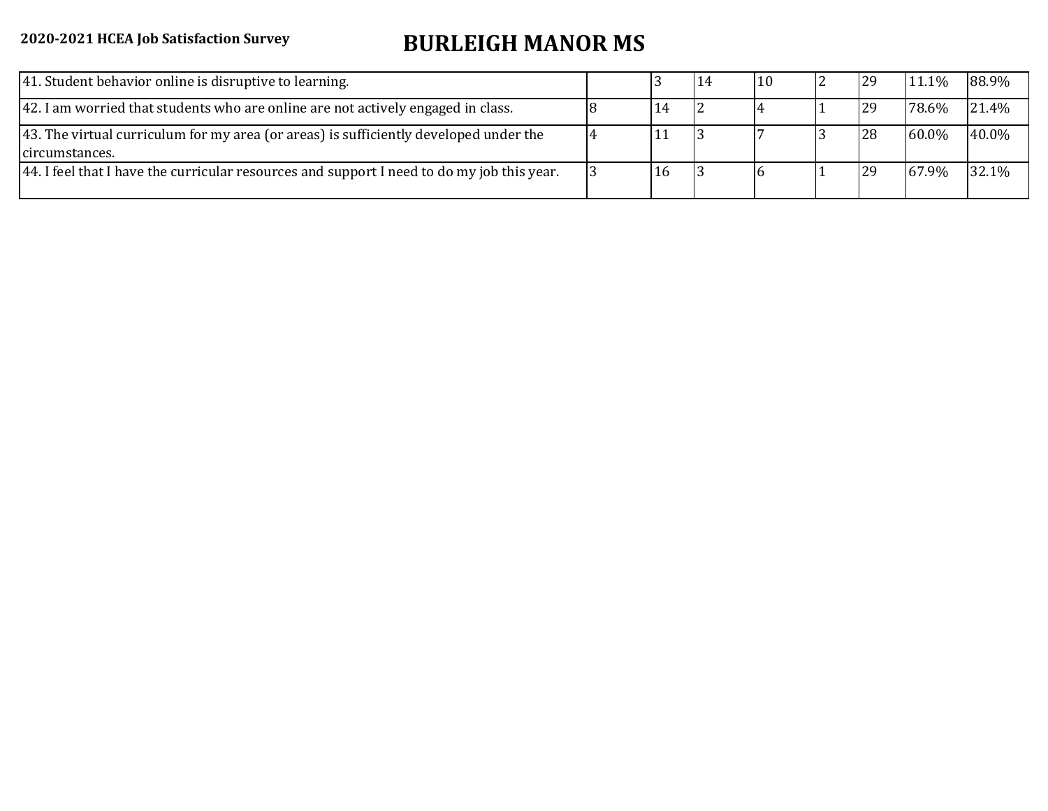2020-2021 HCEA Job Satisfaction Survey

# BURLEIGH MANOR MS

| | | | | | | | | |
|---|---|---|---|---|---|---|---|---|
| 41. Student behavior online is disruptive to learning. | | 3 | 14 | 10 | 2 | 29 | 11.1% | 88.9% |
| 42. I am worried that students who are online are not actively engaged in class. | 8 | 14 | 2 | 4 | 1 | 29 | 78.6% | 21.4% |
| 43. The virtual curriculum for my area (or areas) is sufficiently developed under the circumstances. | 4 | 11 | 3 | 7 | 3 | 28 | 60.0% | 40.0% |
| 44. I feel that I have the curricular resources and support I need to do my job this year. | 3 | 16 | 3 | 6 | 1 | 29 | 67.9% | 32.1% |